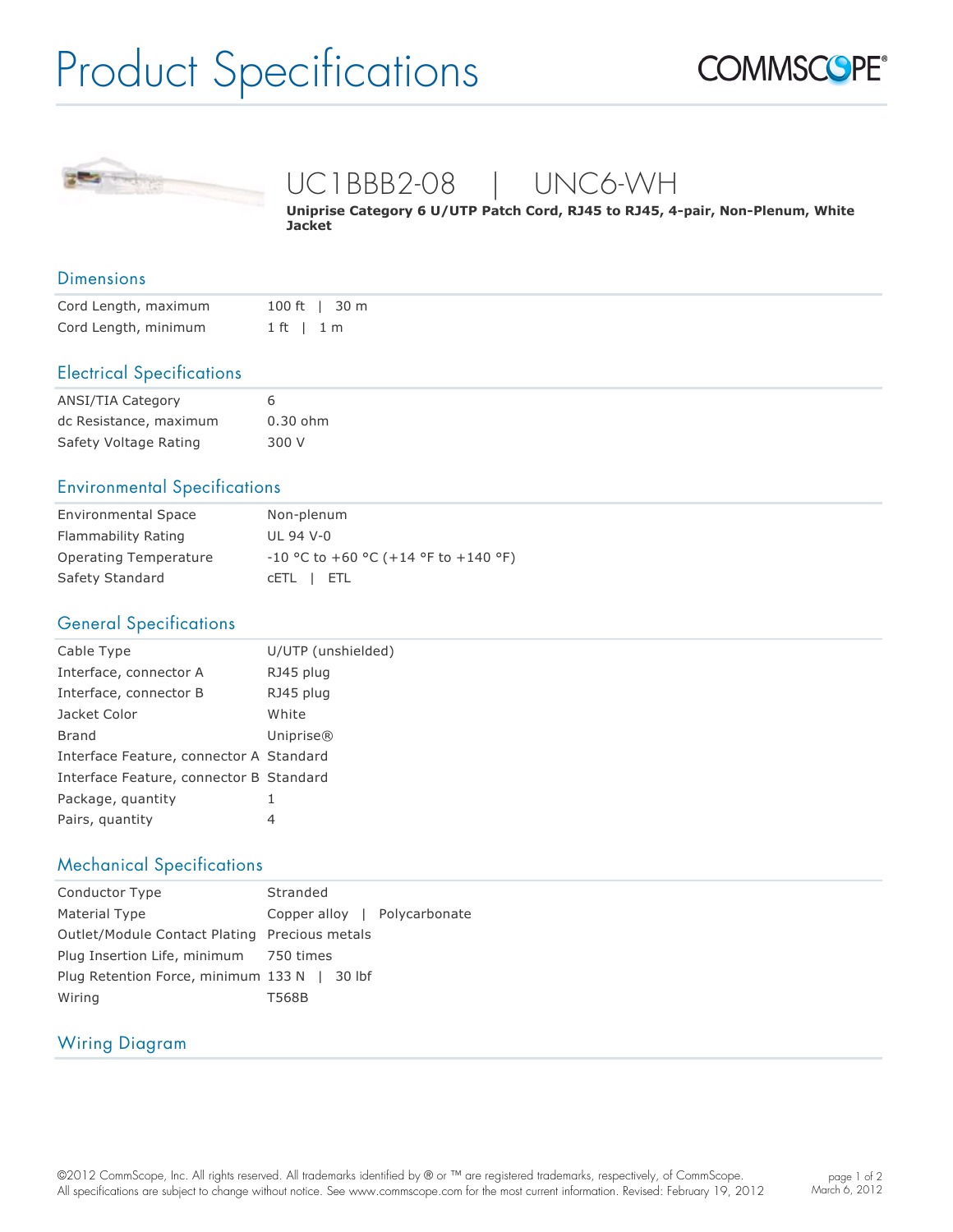# Product Specifications

COMMSCOPE®

## UC1BBB2-08 | UNC6-WH

**Uniprise Category 6 U/UTP Patch Cord, RJ45 to RJ45, 4-pair, Non-Plenum, White Jacket**

### Dimensions

| | |
|---|---|
| Cord Length, maximum | 100 ft \| 30 m |
| Cord Length, minimum | 1 ft \| 1 m |

### Electrical Specifications

| | |
|---|---|
| ANSI/TIA Category | 6 |
| dc Resistance, maximum | 0.30 ohm |
| Safety Voltage Rating | 300 V |

### Environmental Specifications

| | |
|---|---|
| Environmental Space | Non-plenum |
| Flammability Rating | UL 94 V-0 |
| Operating Temperature | -10 °C to +60 °C (+14 °F to +140 °F) |
| Safety Standard | cETL \| ETL |

### General Specifications

| | |
|---|---|
| Cable Type | U/UTP (unshielded) |
| Interface, connector A | RJ45 plug |
| Interface, connector B | RJ45 plug |
| Jacket Color | White |
| Brand | Uniprise® |
| Interface Feature, connector A | Standard |
| Interface Feature, connector B | Standard |
| Package, quantity | 1 |
| Pairs, quantity | 4 |

### Mechanical Specifications

| | |
|---|---|
| Conductor Type | Stranded |
| Material Type | Copper alloy \| Polycarbonate |
| Outlet/Module Contact Plating | Precious metals |
| Plug Insertion Life, minimum | 750 times |
| Plug Retention Force, minimum | 133 N \| 30 lbf |
| Wiring | T568B |

### Wiring Diagram

©2012 CommScope, Inc. All rights reserved. All trademarks identified by ® or ™ are registered trademarks, respectively, of CommScope. All specifications are subject to change without notice. See www.commscope.com for the most current information. Revised: February 19, 2012

March 6, 2012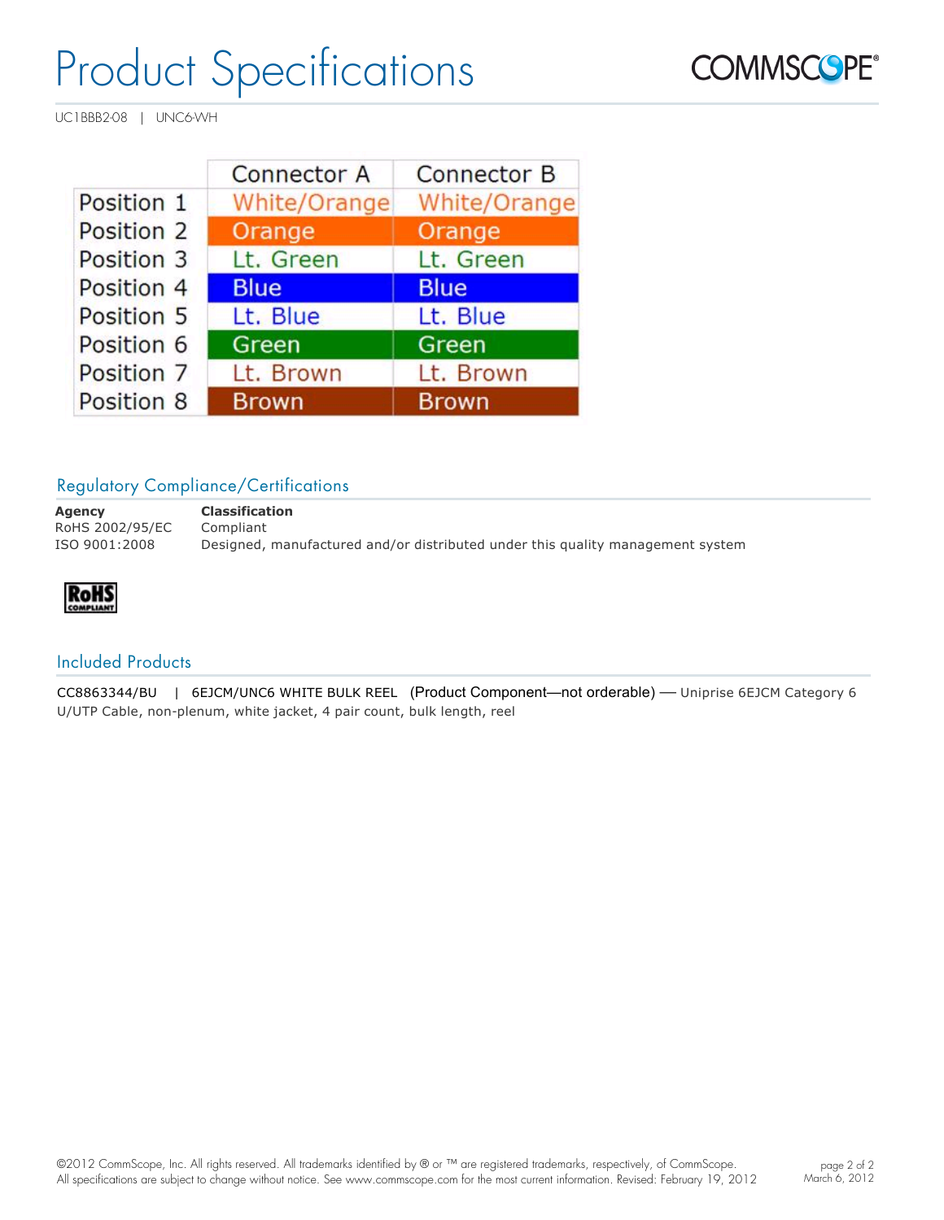# Product Specifications

UC1BBB2-08 | UNC6-WH

| | Connector A | Connector B |
|---|---|---|
| Position 1 | White/Orange | White/Orange |
| Position 2 | Orange | Orange |
| Position 3 | Lt. Green | Lt. Green |
| Position 4 | Blue | Blue |
| Position 5 | Lt. Blue | Lt. Blue |
| Position 6 | Green | Green |
| Position 7 | Lt. Brown | Lt. Brown |
| Position 8 | Brown | Brown |

## Regulatory Compliance/Certifications

| Agency | Classification |
|---|---|
| RoHS 2002/95/EC | Compliant |
| ISO 9001:2008 | Designed, manufactured and/or distributed under this quality management system |

RoHS COMPLIANT

## Included Products

CC8863344/BU | 6EJCM/UNC6 WHITE BULK REEL (Product Component—not orderable) — Uniprise 6EJCM Category 6 U/UTP Cable, non-plenum, white jacket, 4 pair count, bulk length, reel

©2012 CommScope, Inc. All rights reserved. All trademarks identified by ® or ™ are registered trademarks, respectively, of CommScope. All specifications are subject to change without notice. See www.commscope.com for the most current information. Revised: February 19, 2012

March 6, 2012